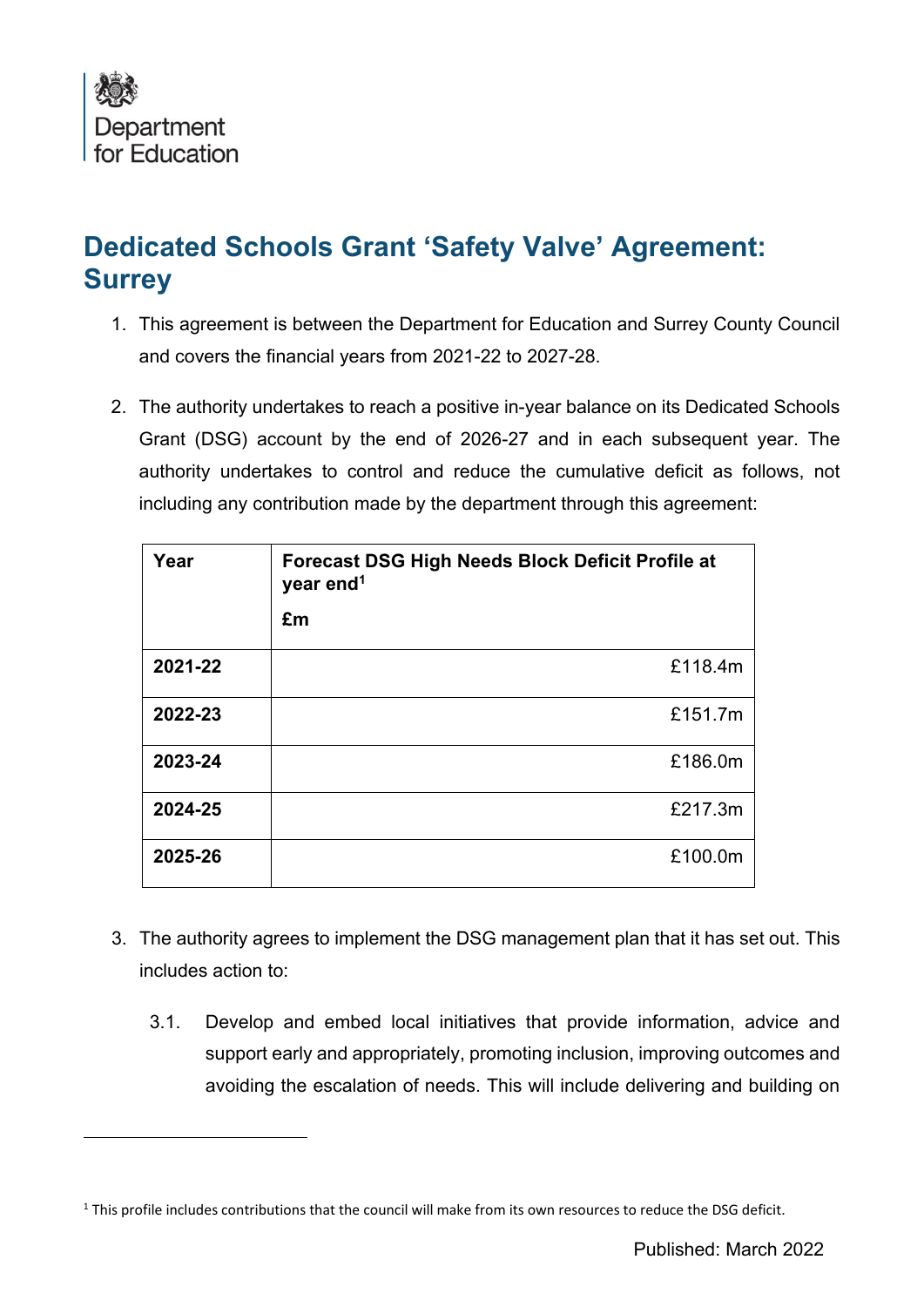Department for Education

# Dedicated Schools Grant ‘Safety Valve’ Agreement: Surrey

1. This agreement is between the Department for Education and Surrey County Council and covers the financial years from 2021-22 to 2027-28.

2. The authority undertakes to reach a positive in-year balance on its Dedicated Schools Grant (DSG) account by the end of 2026-27 and in each subsequent year. The authority undertakes to control and reduce the cumulative deficit as follows, not including any contribution made by the department through this agreement:

| Year | Forecast DSG High Needs Block Deficit Profile at year end[1] £m |
|---|---|
| **2021-22** | £118.4m |
| **2022-23** | £151.7m |
| **2023-24** | £186.0m |
| **2024-25** | £217.3m |
| **2025-26** | £100.0m |

3. The authority agrees to implement the DSG management plan that it has set out. This includes action to:

   3.1. Develop and embed local initiatives that provide information, advice and support early and appropriately, promoting inclusion, improving outcomes and avoiding the escalation of needs. This will include delivering and building on

[1] This profile includes contributions that the council will make from its own resources to reduce the DSG deficit.

Published: March 2022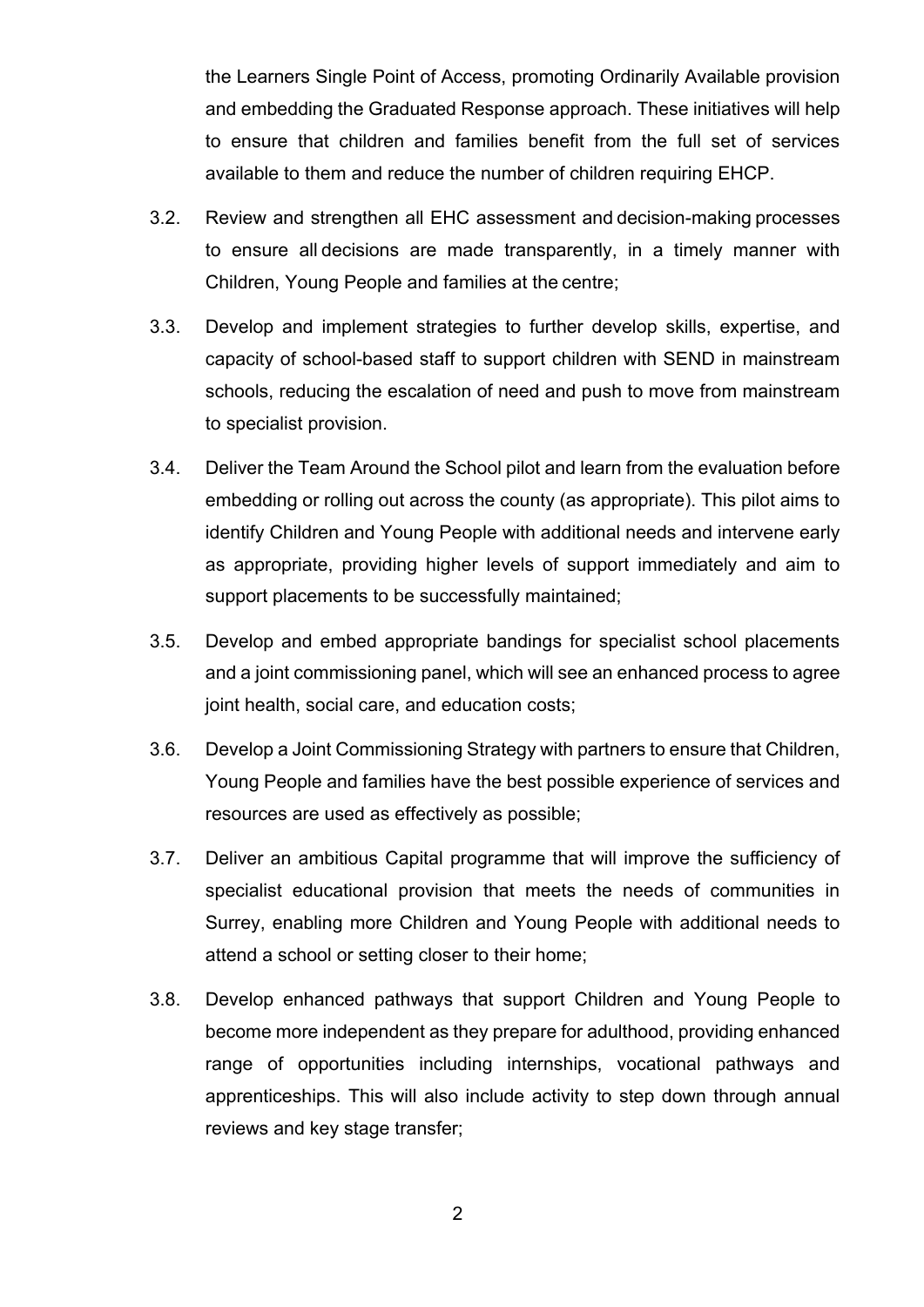the Learners Single Point of Access, promoting Ordinarily Available provision and embedding the Graduated Response approach. These initiatives will help to ensure that children and families benefit from the full set of services available to them and reduce the number of children requiring EHCP.

3.2. Review and strengthen all EHC assessment and decision-making processes to ensure all decisions are made transparently, in a timely manner with Children, Young People and families at the centre;

3.3. Develop and implement strategies to further develop skills, expertise, and capacity of school-based staff to support children with SEND in mainstream schools, reducing the escalation of need and push to move from mainstream to specialist provision.

3.4. Deliver the Team Around the School pilot and learn from the evaluation before embedding or rolling out across the county (as appropriate). This pilot aims to identify Children and Young People with additional needs and intervene early as appropriate, providing higher levels of support immediately and aim to support placements to be successfully maintained;

3.5. Develop and embed appropriate bandings for specialist school placements and a joint commissioning panel, which will see an enhanced process to agree joint health, social care, and education costs;

3.6. Develop a Joint Commissioning Strategy with partners to ensure that Children, Young People and families have the best possible experience of services and resources are used as effectively as possible;

3.7. Deliver an ambitious Capital programme that will improve the sufficiency of specialist educational provision that meets the needs of communities in Surrey, enabling more Children and Young People with additional needs to attend a school or setting closer to their home;

3.8. Develop enhanced pathways that support Children and Young People to become more independent as they prepare for adulthood, providing enhanced range of opportunities including internships, vocational pathways and apprenticeships. This will also include activity to step down through annual reviews and key stage transfer;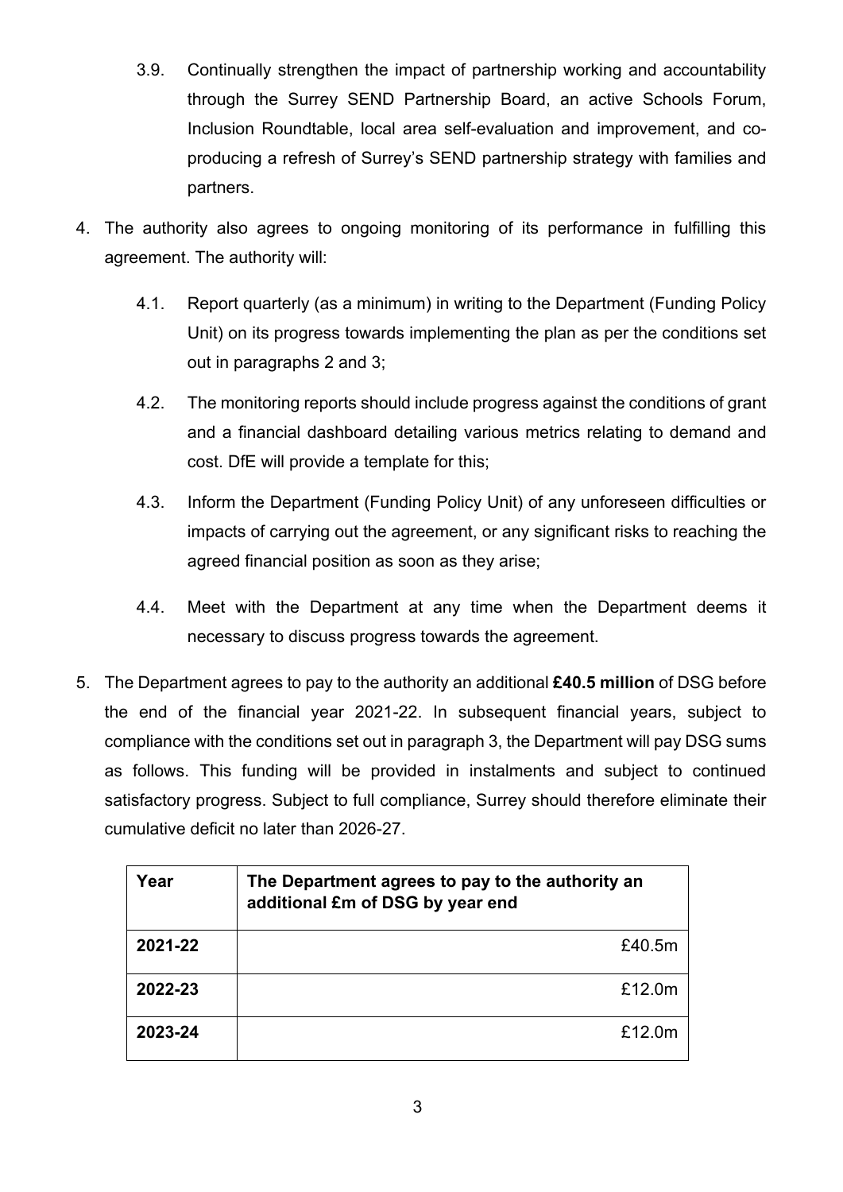3.9. Continually strengthen the impact of partnership working and accountability through the Surrey SEND Partnership Board, an active Schools Forum, Inclusion Roundtable, local area self-evaluation and improvement, and co-producing a refresh of Surrey's SEND partnership strategy with families and partners.

4. The authority also agrees to ongoing monitoring of its performance in fulfilling this agreement. The authority will:

   4.1. Report quarterly (as a minimum) in writing to the Department (Funding Policy Unit) on its progress towards implementing the plan as per the conditions set out in paragraphs 2 and 3;

   4.2. The monitoring reports should include progress against the conditions of grant and a financial dashboard detailing various metrics relating to demand and cost. DfE will provide a template for this;

   4.3. Inform the Department (Funding Policy Unit) of any unforeseen difficulties or impacts of carrying out the agreement, or any significant risks to reaching the agreed financial position as soon as they arise;

   4.4. Meet with the Department at any time when the Department deems it necessary to discuss progress towards the agreement.

5. The Department agrees to pay to the authority an additional **£40.5 million** of DSG before the end of the financial year 2021-22. In subsequent financial years, subject to compliance with the conditions set out in paragraph 3, the Department will pay DSG sums as follows. This funding will be provided in instalments and subject to continued satisfactory progress. Subject to full compliance, Surrey should therefore eliminate their cumulative deficit no later than 2026-27.

| **Year** | **The Department agrees to pay to the authority an additional £m of DSG by year end** |
|---|---:|
| **2021-22** | £40.5m |
| **2022-23** | £12.0m |
| **2023-24** | £12.0m |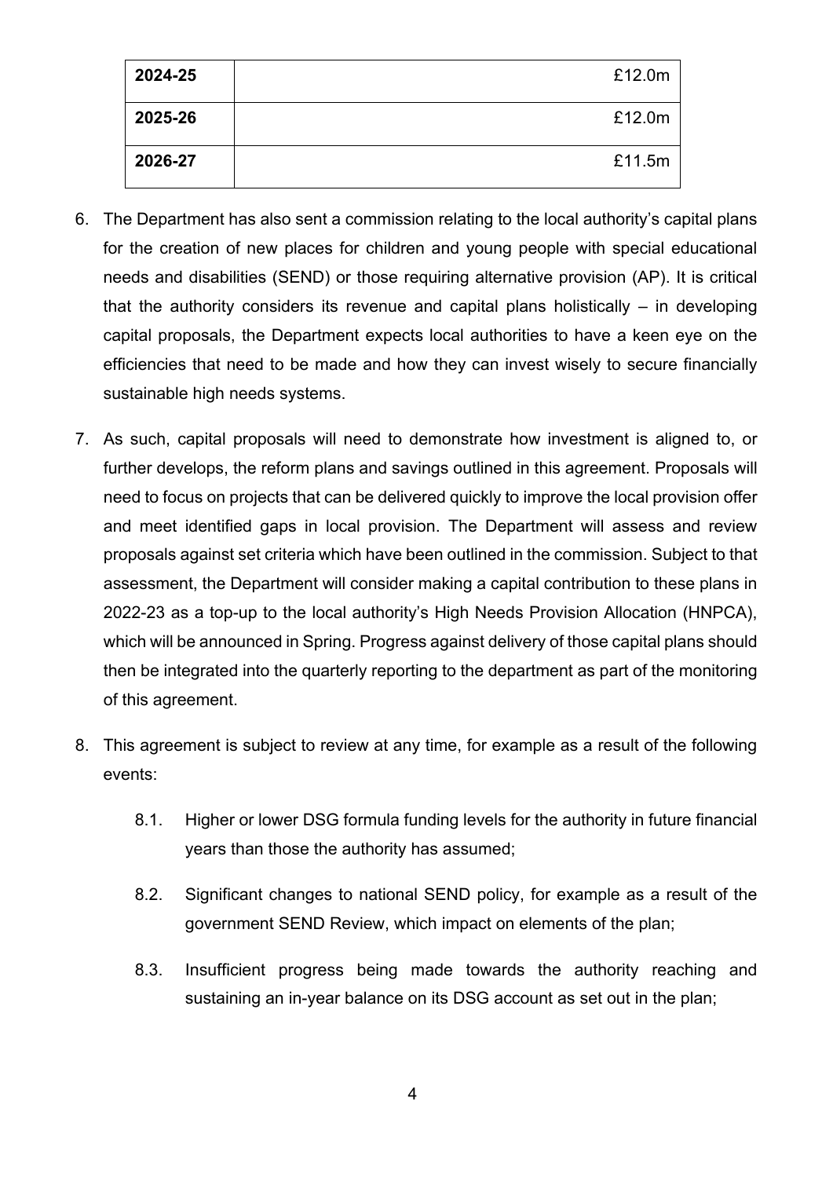| | |
|---|---|
| **2024-25** | £12.0m |
| **2025-26** | £12.0m |
| **2026-27** | £11.5m |

6. The Department has also sent a commission relating to the local authority's capital plans for the creation of new places for children and young people with special educational needs and disabilities (SEND) or those requiring alternative provision (AP). It is critical that the authority considers its revenue and capital plans holistically – in developing capital proposals, the Department expects local authorities to have a keen eye on the efficiencies that need to be made and how they can invest wisely to secure financially sustainable high needs systems.

7. As such, capital proposals will need to demonstrate how investment is aligned to, or further develops, the reform plans and savings outlined in this agreement. Proposals will need to focus on projects that can be delivered quickly to improve the local provision offer and meet identified gaps in local provision. The Department will assess and review proposals against set criteria which have been outlined in the commission. Subject to that assessment, the Department will consider making a capital contribution to these plans in 2022-23 as a top-up to the local authority's High Needs Provision Allocation (HNPCA), which will be announced in Spring. Progress against delivery of those capital plans should then be integrated into the quarterly reporting to the department as part of the monitoring of this agreement.

8. This agreement is subject to review at any time, for example as a result of the following events:

    8.1. Higher or lower DSG formula funding levels for the authority in future financial years than those the authority has assumed;

    8.2. Significant changes to national SEND policy, for example as a result of the government SEND Review, which impact on elements of the plan;

    8.3. Insufficient progress being made towards the authority reaching and sustaining an in-year balance on its DSG account as set out in the plan;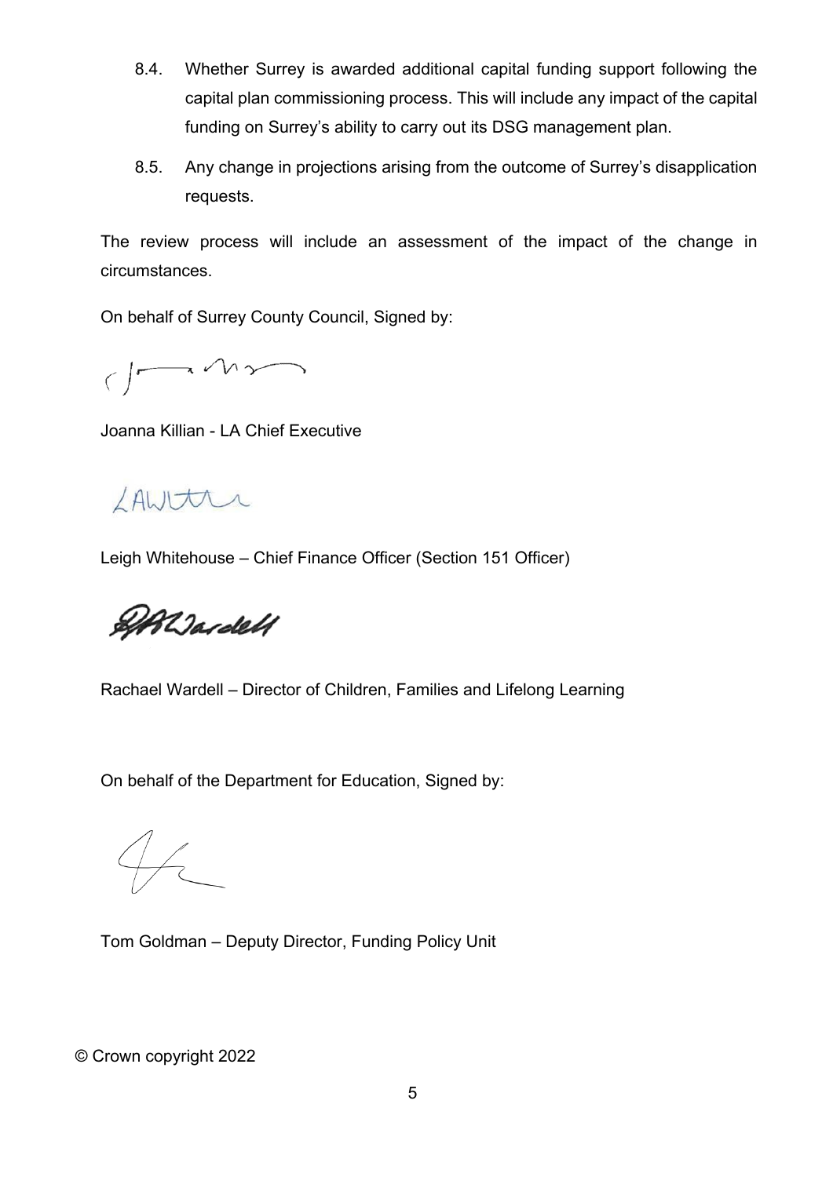8.4. Whether Surrey is awarded additional capital funding support following the capital plan commissioning process. This will include any impact of the capital funding on Surrey's ability to carry out its DSG management plan.

8.5. Any change in projections arising from the outcome of Surrey's disapplication requests.

The review process will include an assessment of the impact of the change in circumstances.

On behalf of Surrey County Council, Signed by:

Joanna Killian - LA Chief Executive

Leigh Whitehouse – Chief Finance Officer (Section 151 Officer)

Rachael Wardell – Director of Children, Families and Lifelong Learning

On behalf of the Department for Education, Signed by:

Tom Goldman – Deputy Director, Funding Policy Unit

© Crown copyright 2022